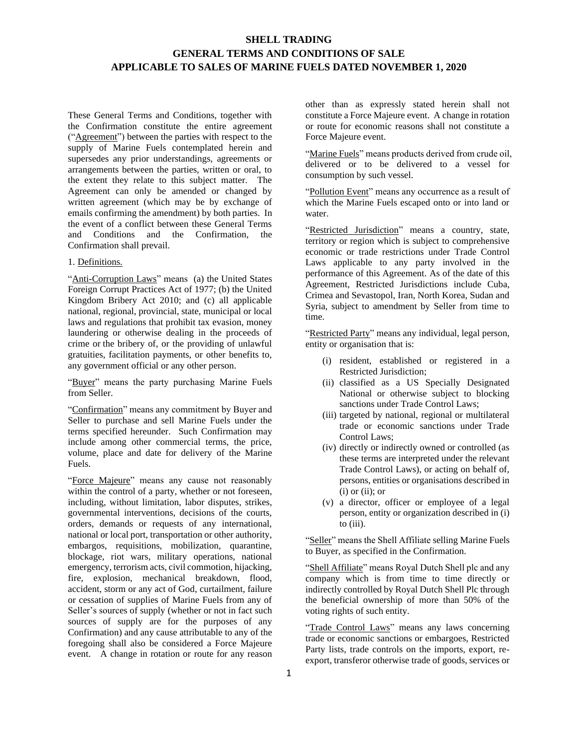# SHELL TRADING
# GENERAL TERMS AND CONDITIONS OF SALE
# APPLICABLE TO SALES OF MARINE FUELS DATED NOVEMBER 1, 2020

These General Terms and Conditions, together with the Confirmation constitute the entire agreement ("Agreement") between the parties with respect to the supply of Marine Fuels contemplated herein and supersedes any prior understandings, agreements or arrangements between the parties, written or oral, to the extent they relate to this subject matter. The Agreement can only be amended or changed by written agreement (which may be by exchange of emails confirming the amendment) by both parties. In the event of a conflict between these General Terms and Conditions and the Confirmation, the Confirmation shall prevail.

1. Definitions.

"Anti-Corruption Laws" means (a) the United States Foreign Corrupt Practices Act of 1977; (b) the United Kingdom Bribery Act 2010; and (c) all applicable national, regional, provincial, state, municipal or local laws and regulations that prohibit tax evasion, money laundering or otherwise dealing in the proceeds of crime or the bribery of, or the providing of unlawful gratuities, facilitation payments, or other benefits to, any government official or any other person.

"Buyer" means the party purchasing Marine Fuels from Seller.

"Confirmation" means any commitment by Buyer and Seller to purchase and sell Marine Fuels under the terms specified hereunder. Such Confirmation may include among other commercial terms, the price, volume, place and date for delivery of the Marine Fuels.

"Force Majeure" means any cause not reasonably within the control of a party, whether or not foreseen, including, without limitation, labor disputes, strikes, governmental interventions, decisions of the courts, orders, demands or requests of any international, national or local port, transportation or other authority, embargos, requisitions, mobilization, quarantine, blockage, riot wars, military operations, national emergency, terrorism acts, civil commotion, hijacking, fire, explosion, mechanical breakdown, flood, accident, storm or any act of God, curtailment, failure or cessation of supplies of Marine Fuels from any of Seller's sources of supply (whether or not in fact such sources of supply are for the purposes of any Confirmation) and any cause attributable to any of the foregoing shall also be considered a Force Majeure event. A change in rotation or route for any reason other than as expressly stated herein shall not constitute a Force Majeure event. A change in rotation or route for economic reasons shall not constitute a Force Majeure event.

"Marine Fuels" means products derived from crude oil, delivered or to be delivered to a vessel for consumption by such vessel.

"Pollution Event" means any occurrence as a result of which the Marine Fuels escaped onto or into land or water.

"Restricted Jurisdiction" means a country, state, territory or region which is subject to comprehensive economic or trade restrictions under Trade Control Laws applicable to any party involved in the performance of this Agreement. As of the date of this Agreement, Restricted Jurisdictions include Cuba, Crimea and Sevastopol, Iran, North Korea, Sudan and Syria, subject to amendment by Seller from time to time.

"Restricted Party" means any individual, legal person, entity or organisation that is:

- (i) resident, established or registered in a Restricted Jurisdiction;
- (ii) classified as a US Specially Designated National or otherwise subject to blocking sanctions under Trade Control Laws;
- (iii) targeted by national, regional or multilateral trade or economic sanctions under Trade Control Laws;
- (iv) directly or indirectly owned or controlled (as these terms are interpreted under the relevant Trade Control Laws), or acting on behalf of, persons, entities or organisations described in (i) or (ii); or
- (v) a director, officer or employee of a legal person, entity or organization described in (i) to (iii).

"Seller" means the Shell Affiliate selling Marine Fuels to Buyer, as specified in the Confirmation.

"Shell Affiliate" means Royal Dutch Shell plc and any company which is from time to time directly or indirectly controlled by Royal Dutch Shell Plc through the beneficial ownership of more than 50% of the voting rights of such entity.

"Trade Control Laws" means any laws concerning trade or economic sanctions or embargoes, Restricted Party lists, trade controls on the imports, export, re-export, transferor otherwise trade of goods, services or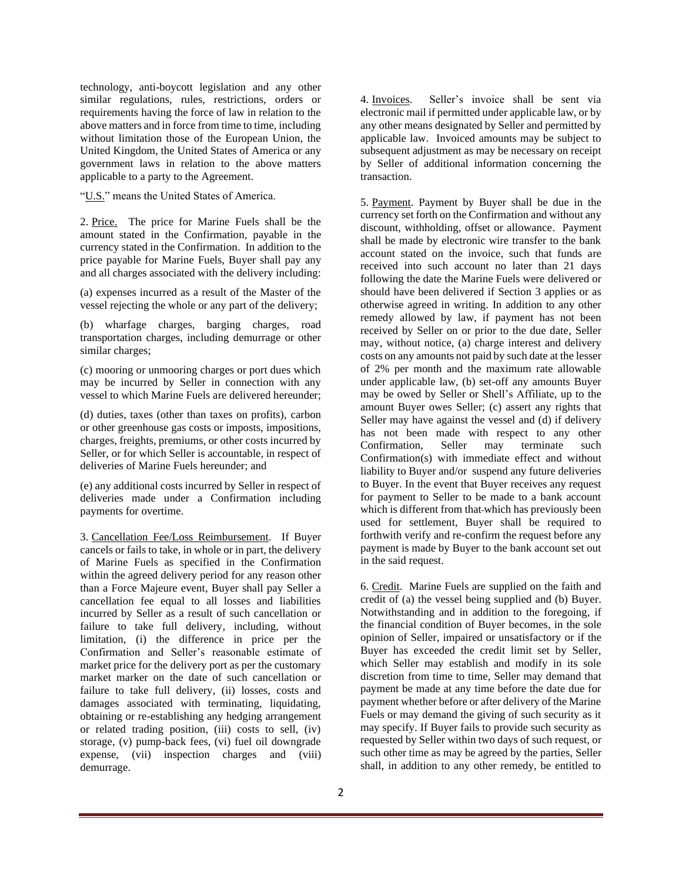technology, anti-boycott legislation and any other similar regulations, rules, restrictions, orders or requirements having the force of law in relation to the above matters and in force from time to time, including without limitation those of the European Union, the United Kingdom, the United States of America or any government laws in relation to the above matters applicable to a party to the Agreement.

"U.S." means the United States of America.

2. Price. The price for Marine Fuels shall be the amount stated in the Confirmation, payable in the currency stated in the Confirmation. In addition to the price payable for Marine Fuels, Buyer shall pay any and all charges associated with the delivery including:

(a) expenses incurred as a result of the Master of the vessel rejecting the whole or any part of the delivery;

(b) wharfage charges, barging charges, road transportation charges, including demurrage or other similar charges;

(c) mooring or unmooring charges or port dues which may be incurred by Seller in connection with any vessel to which Marine Fuels are delivered hereunder;

(d) duties, taxes (other than taxes on profits), carbon or other greenhouse gas costs or imposts, impositions, charges, freights, premiums, or other costs incurred by Seller, or for which Seller is accountable, in respect of deliveries of Marine Fuels hereunder; and

(e) any additional costs incurred by Seller in respect of deliveries made under a Confirmation including payments for overtime.

3. Cancellation Fee/Loss Reimbursement. If Buyer cancels or fails to take, in whole or in part, the delivery of Marine Fuels as specified in the Confirmation within the agreed delivery period for any reason other than a Force Majeure event, Buyer shall pay Seller a cancellation fee equal to all losses and liabilities incurred by Seller as a result of such cancellation or failure to take full delivery, including, without limitation, (i) the difference in price per the Confirmation and Seller's reasonable estimate of market price for the delivery port as per the customary market marker on the date of such cancellation or failure to take full delivery, (ii) losses, costs and damages associated with terminating, liquidating, obtaining or re-establishing any hedging arrangement or related trading position, (iii) costs to sell, (iv) storage, (v) pump-back fees, (vi) fuel oil downgrade expense, (vii) inspection charges and (viii) demurrage.

4. Invoices. Seller's invoice shall be sent via electronic mail if permitted under applicable law, or by any other means designated by Seller and permitted by applicable law. Invoiced amounts may be subject to subsequent adjustment as may be necessary on receipt by Seller of additional information concerning the transaction.

5. Payment. Payment by Buyer shall be due in the currency set forth on the Confirmation and without any discount, withholding, offset or allowance. Payment shall be made by electronic wire transfer to the bank account stated on the invoice, such that funds are received into such account no later than 21 days following the date the Marine Fuels were delivered or should have been delivered if Section 3 applies or as otherwise agreed in writing. In addition to any other remedy allowed by law, if payment has not been received by Seller on or prior to the due date, Seller may, without notice, (a) charge interest and delivery costs on any amounts not paid by such date at the lesser of 2% per month and the maximum rate allowable under applicable law, (b) set-off any amounts Buyer may be owed by Seller or Shell's Affiliate, up to the amount Buyer owes Seller; (c) assert any rights that Seller may have against the vessel and (d) if delivery has not been made with respect to any other Confirmation, Seller may terminate such Confirmation(s) with immediate effect and without liability to Buyer and/or suspend any future deliveries to Buyer. In the event that Buyer receives any request for payment to Seller to be made to a bank account which is different from that which has previously been used for settlement, Buyer shall be required to forthwith verify and re-confirm the request before any payment is made by Buyer to the bank account set out in the said request.

6. Credit. Marine Fuels are supplied on the faith and credit of (a) the vessel being supplied and (b) Buyer. Notwithstanding and in addition to the foregoing, if the financial condition of Buyer becomes, in the sole opinion of Seller, impaired or unsatisfactory or if the Buyer has exceeded the credit limit set by Seller, which Seller may establish and modify in its sole discretion from time to time, Seller may demand that payment be made at any time before the date due for payment whether before or after delivery of the Marine Fuels or may demand the giving of such security as it may specify. If Buyer fails to provide such security as requested by Seller within two days of such request, or such other time as may be agreed by the parties, Seller shall, in addition to any other remedy, be entitled to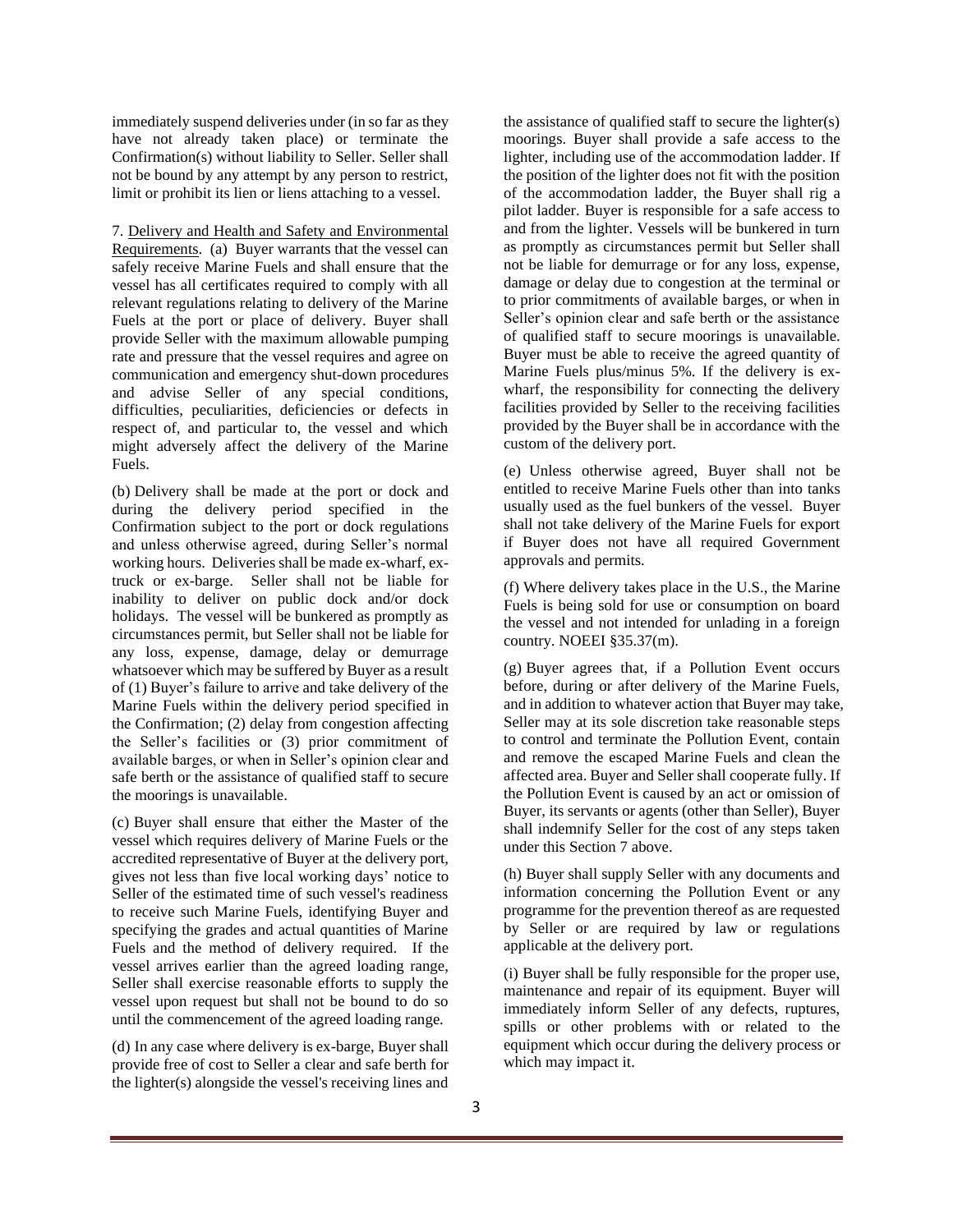immediately suspend deliveries under (in so far as they have not already taken place) or terminate the Confirmation(s) without liability to Seller. Seller shall not be bound by any attempt by any person to restrict, limit or prohibit its lien or liens attaching to a vessel.

7. Delivery and Health and Safety and Environmental Requirements. (a) Buyer warrants that the vessel can safely receive Marine Fuels and shall ensure that the vessel has all certificates required to comply with all relevant regulations relating to delivery of the Marine Fuels at the port or place of delivery. Buyer shall provide Seller with the maximum allowable pumping rate and pressure that the vessel requires and agree on communication and emergency shut-down procedures and advise Seller of any special conditions, difficulties, peculiarities, deficiencies or defects in respect of, and particular to, the vessel and which might adversely affect the delivery of the Marine Fuels.

(b) Delivery shall be made at the port or dock and during the delivery period specified in the Confirmation subject to the port or dock regulations and unless otherwise agreed, during Seller's normal working hours. Deliveries shall be made ex-wharf, ex-truck or ex-barge. Seller shall not be liable for inability to deliver on public dock and/or dock holidays. The vessel will be bunkered as promptly as circumstances permit, but Seller shall not be liable for any loss, expense, damage, delay or demurrage whatsoever which may be suffered by Buyer as a result of (1) Buyer's failure to arrive and take delivery of the Marine Fuels within the delivery period specified in the Confirmation; (2) delay from congestion affecting the Seller's facilities or (3) prior commitment of available barges, or when in Seller's opinion clear and safe berth or the assistance of qualified staff to secure the moorings is unavailable.

(c) Buyer shall ensure that either the Master of the vessel which requires delivery of Marine Fuels or the accredited representative of Buyer at the delivery port, gives not less than five local working days' notice to Seller of the estimated time of such vessel's readiness to receive such Marine Fuels, identifying Buyer and specifying the grades and actual quantities of Marine Fuels and the method of delivery required. If the vessel arrives earlier than the agreed loading range, Seller shall exercise reasonable efforts to supply the vessel upon request but shall not be bound to do so until the commencement of the agreed loading range.

(d) In any case where delivery is ex-barge, Buyer shall provide free of cost to Seller a clear and safe berth for the lighter(s) alongside the vessel's receiving lines and the assistance of qualified staff to secure the lighter(s) moorings. Buyer shall provide a safe access to the lighter, including use of the accommodation ladder. If the position of the lighter does not fit with the position of the accommodation ladder, the Buyer shall rig a pilot ladder. Buyer is responsible for a safe access to and from the lighter. Vessels will be bunkered in turn as promptly as circumstances permit but Seller shall not be liable for demurrage or for any loss, expense, damage or delay due to congestion at the terminal or to prior commitments of available barges, or when in Seller's opinion clear and safe berth or the assistance of qualified staff to secure moorings is unavailable. Buyer must be able to receive the agreed quantity of Marine Fuels plus/minus 5%. If the delivery is ex-wharf, the responsibility for connecting the delivery facilities provided by Seller to the receiving facilities provided by the Buyer shall be in accordance with the custom of the delivery port.

(e) Unless otherwise agreed, Buyer shall not be entitled to receive Marine Fuels other than into tanks usually used as the fuel bunkers of the vessel. Buyer shall not take delivery of the Marine Fuels for export if Buyer does not have all required Government approvals and permits.

(f) Where delivery takes place in the U.S., the Marine Fuels is being sold for use or consumption on board the vessel and not intended for unlading in a foreign country. NOEEI §35.37(m).

(g) Buyer agrees that, if a Pollution Event occurs before, during or after delivery of the Marine Fuels, and in addition to whatever action that Buyer may take, Seller may at its sole discretion take reasonable steps to control and terminate the Pollution Event, contain and remove the escaped Marine Fuels and clean the affected area. Buyer and Seller shall cooperate fully. If the Pollution Event is caused by an act or omission of Buyer, its servants or agents (other than Seller), Buyer shall indemnify Seller for the cost of any steps taken under this Section 7 above.

(h) Buyer shall supply Seller with any documents and information concerning the Pollution Event or any programme for the prevention thereof as are requested by Seller or are required by law or regulations applicable at the delivery port.

(i) Buyer shall be fully responsible for the proper use, maintenance and repair of its equipment. Buyer will immediately inform Seller of any defects, ruptures, spills or other problems with or related to the equipment which occur during the delivery process or which may impact it.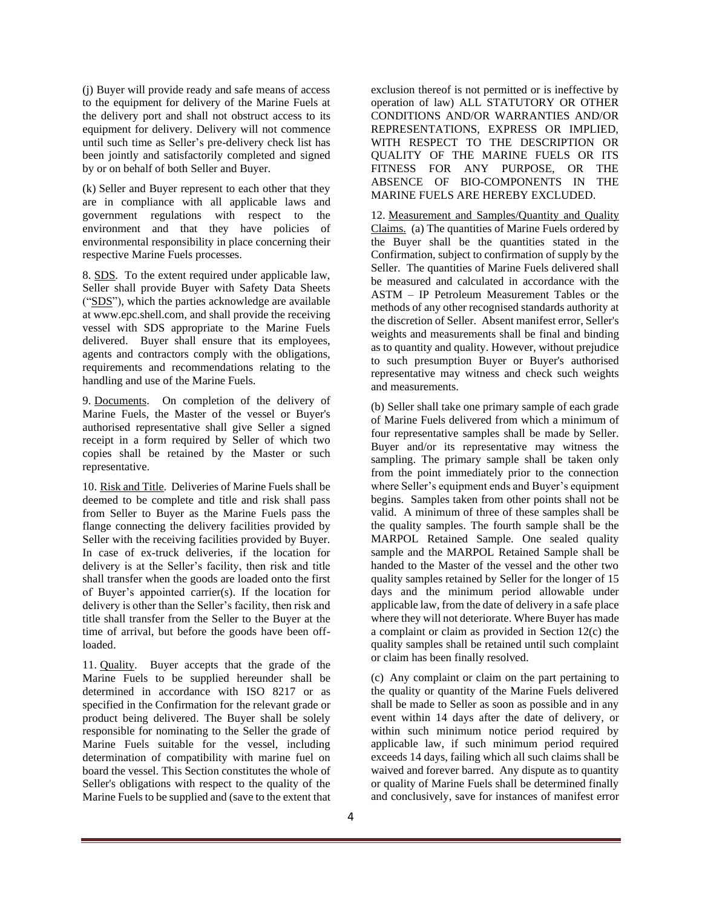(j) Buyer will provide ready and safe means of access to the equipment for delivery of the Marine Fuels at the delivery port and shall not obstruct access to its equipment for delivery. Delivery will not commence until such time as Seller's pre-delivery check list has been jointly and satisfactorily completed and signed by or on behalf of both Seller and Buyer.

(k) Seller and Buyer represent to each other that they are in compliance with all applicable laws and government regulations with respect to the environment and that they have policies of environmental responsibility in place concerning their respective Marine Fuels processes.

8. SDS. To the extent required under applicable law, Seller shall provide Buyer with Safety Data Sheets ("SDS"), which the parties acknowledge are available at www.epc.shell.com, and shall provide the receiving vessel with SDS appropriate to the Marine Fuels delivered. Buyer shall ensure that its employees, agents and contractors comply with the obligations, requirements and recommendations relating to the handling and use of the Marine Fuels.

9. Documents. On completion of the delivery of Marine Fuels, the Master of the vessel or Buyer's authorised representative shall give Seller a signed receipt in a form required by Seller of which two copies shall be retained by the Master or such representative.

10. Risk and Title. Deliveries of Marine Fuels shall be deemed to be complete and title and risk shall pass from Seller to Buyer as the Marine Fuels pass the flange connecting the delivery facilities provided by Seller with the receiving facilities provided by Buyer. In case of ex-truck deliveries, if the location for delivery is at the Seller's facility, then risk and title shall transfer when the goods are loaded onto the first of Buyer's appointed carrier(s). If the location for delivery is other than the Seller's facility, then risk and title shall transfer from the Seller to the Buyer at the time of arrival, but before the goods have been off-loaded.

11. Quality. Buyer accepts that the grade of the Marine Fuels to be supplied hereunder shall be determined in accordance with ISO 8217 or as specified in the Confirmation for the relevant grade or product being delivered. The Buyer shall be solely responsible for nominating to the Seller the grade of Marine Fuels suitable for the vessel, including determination of compatibility with marine fuel on board the vessel. This Section constitutes the whole of Seller's obligations with respect to the quality of the Marine Fuels to be supplied and (save to the extent that exclusion thereof is not permitted or is ineffective by operation of law) ALL STATUTORY OR OTHER CONDITIONS AND/OR WARRANTIES AND/OR REPRESENTATIONS, EXPRESS OR IMPLIED, WITH RESPECT TO THE DESCRIPTION OR QUALITY OF THE MARINE FUELS OR ITS FITNESS FOR ANY PURPOSE, OR THE ABSENCE OF BIO-COMPONENTS IN THE MARINE FUELS ARE HEREBY EXCLUDED.

12. Measurement and Samples/Quantity and Quality Claims. (a) The quantities of Marine Fuels ordered by the Buyer shall be the quantities stated in the Confirmation, subject to confirmation of supply by the Seller. The quantities of Marine Fuels delivered shall be measured and calculated in accordance with the ASTM – IP Petroleum Measurement Tables or the methods of any other recognised standards authority at the discretion of Seller. Absent manifest error, Seller's weights and measurements shall be final and binding as to quantity and quality. However, without prejudice to such presumption Buyer or Buyer's authorised representative may witness and check such weights and measurements.

(b) Seller shall take one primary sample of each grade of Marine Fuels delivered from which a minimum of four representative samples shall be made by Seller. Buyer and/or its representative may witness the sampling. The primary sample shall be taken only from the point immediately prior to the connection where Seller's equipment ends and Buyer's equipment begins. Samples taken from other points shall not be valid. A minimum of three of these samples shall be the quality samples. The fourth sample shall be the MARPOL Retained Sample. One sealed quality sample and the MARPOL Retained Sample shall be handed to the Master of the vessel and the other two quality samples retained by Seller for the longer of 15 days and the minimum period allowable under applicable law, from the date of delivery in a safe place where they will not deteriorate. Where Buyer has made a complaint or claim as provided in Section 12(c) the quality samples shall be retained until such complaint or claim has been finally resolved.

(c) Any complaint or claim on the part pertaining to the quality or quantity of the Marine Fuels delivered shall be made to Seller as soon as possible and in any event within 14 days after the date of delivery, or within such minimum notice period required by applicable law, if such minimum period required exceeds 14 days, failing which all such claims shall be waived and forever barred. Any dispute as to quantity or quality of Marine Fuels shall be determined finally and conclusively, save for instances of manifest error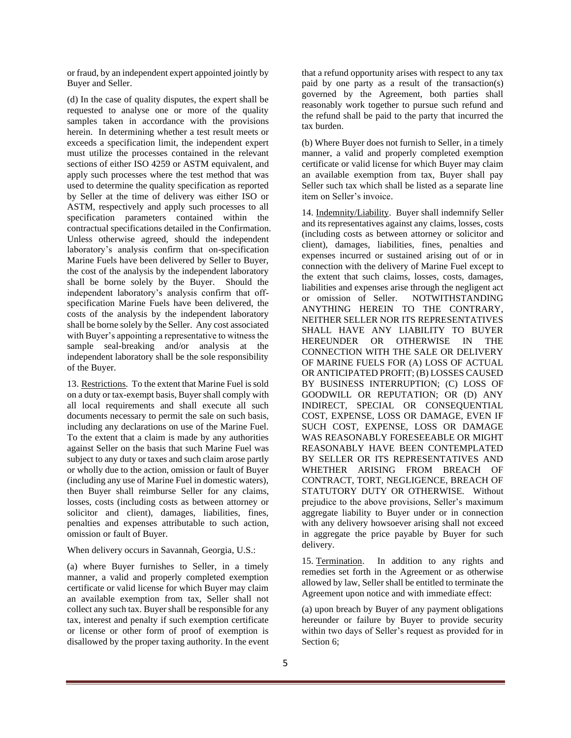or fraud, by an independent expert appointed jointly by Buyer and Seller.

(d) In the case of quality disputes, the expert shall be requested to analyse one or more of the quality samples taken in accordance with the provisions herein. In determining whether a test result meets or exceeds a specification limit, the independent expert must utilize the processes contained in the relevant sections of either ISO 4259 or ASTM equivalent, and apply such processes where the test method that was used to determine the quality specification as reported by Seller at the time of delivery was either ISO or ASTM, respectively and apply such processes to all specification parameters contained within the contractual specifications detailed in the Confirmation. Unless otherwise agreed, should the independent laboratory's analysis confirm that on-specification Marine Fuels have been delivered by Seller to Buyer, the cost of the analysis by the independent laboratory shall be borne solely by the Buyer. Should the independent laboratory's analysis confirm that off-specification Marine Fuels have been delivered, the costs of the analysis by the independent laboratory shall be borne solely by the Seller. Any cost associated with Buyer's appointing a representative to witness the sample seal-breaking and/or analysis at the independent laboratory shall be the sole responsibility of the Buyer.

13. <u>Restrictions</u>. To the extent that Marine Fuel is sold on a duty or tax-exempt basis, Buyer shall comply with all local requirements and shall execute all such documents necessary to permit the sale on such basis, including any declarations on use of the Marine Fuel. To the extent that a claim is made by any authorities against Seller on the basis that such Marine Fuel was subject to any duty or taxes and such claim arose partly or wholly due to the action, omission or fault of Buyer (including any use of Marine Fuel in domestic waters), then Buyer shall reimburse Seller for any claims, losses, costs (including costs as between attorney or solicitor and client), damages, liabilities, fines, penalties and expenses attributable to such action, omission or fault of Buyer.

When delivery occurs in Savannah, Georgia, U.S.:

(a) where Buyer furnishes to Seller, in a timely manner, a valid and properly completed exemption certificate or valid license for which Buyer may claim an available exemption from tax, Seller shall not collect any such tax. Buyer shall be responsible for any tax, interest and penalty if such exemption certificate or license or other form of proof of exemption is disallowed by the proper taxing authority. In the event that a refund opportunity arises with respect to any tax paid by one party as a result of the transaction(s) governed by the Agreement, both parties shall reasonably work together to pursue such refund and the refund shall be paid to the party that incurred the tax burden.

(b) Where Buyer does not furnish to Seller, in a timely manner, a valid and properly completed exemption certificate or valid license for which Buyer may claim an available exemption from tax, Buyer shall pay Seller such tax which shall be listed as a separate line item on Seller's invoice.

14. <u>Indemnity/Liability</u>. Buyer shall indemnify Seller and its representatives against any claims, losses, costs (including costs as between attorney or solicitor and client), damages, liabilities, fines, penalties and expenses incurred or sustained arising out of or in connection with the delivery of Marine Fuel except to the extent that such claims, losses, costs, damages, liabilities and expenses arise through the negligent act or omission of Seller. NOTWITHSTANDING ANYTHING HEREIN TO THE CONTRARY, NEITHER SELLER NOR ITS REPRESENTATIVES SHALL HAVE ANY LIABILITY TO BUYER HEREUNDER OR OTHERWISE IN THE CONNECTION WITH THE SALE OR DELIVERY OF MARINE FUELS FOR (A) LOSS OF ACTUAL OR ANTICIPATED PROFIT; (B) LOSSES CAUSED BY BUSINESS INTERRUPTION; (C) LOSS OF GOODWILL OR REPUTATION; OR (D) ANY INDIRECT, SPECIAL OR CONSEQUENTIAL COST, EXPENSE, LOSS OR DAMAGE, EVEN IF SUCH COST, EXPENSE, LOSS OR DAMAGE WAS REASONABLY FORESEEABLE OR MIGHT REASONABLY HAVE BEEN CONTEMPLATED BY SELLER OR ITS REPRESENTATIVES AND WHETHER ARISING FROM BREACH OF CONTRACT, TORT, NEGLIGENCE, BREACH OF STATUTORY DUTY OR OTHERWISE. Without prejudice to the above provisions, Seller's maximum aggregate liability to Buyer under or in connection with any delivery howsoever arising shall not exceed in aggregate the price payable by Buyer for such delivery.

15. <u>Termination</u>. In addition to any rights and remedies set forth in the Agreement or as otherwise allowed by law, Seller shall be entitled to terminate the Agreement upon notice and with immediate effect:

(a) upon breach by Buyer of any payment obligations hereunder or failure by Buyer to provide security within two days of Seller's request as provided for in Section 6;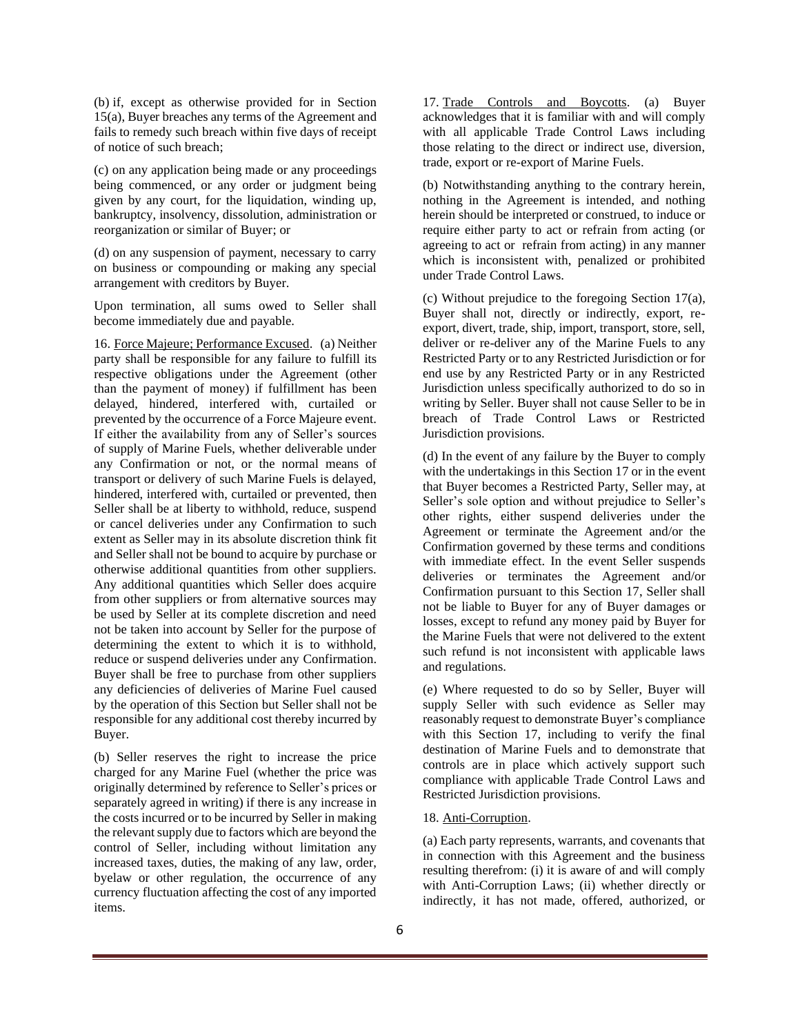(b) if, except as otherwise provided for in Section 15(a), Buyer breaches any terms of the Agreement and fails to remedy such breach within five days of receipt of notice of such breach;

(c) on any application being made or any proceedings being commenced, or any order or judgment being given by any court, for the liquidation, winding up, bankruptcy, insolvency, dissolution, administration or reorganization or similar of Buyer; or

(d) on any suspension of payment, necessary to carry on business or compounding or making any special arrangement with creditors by Buyer.

Upon termination, all sums owed to Seller shall become immediately due and payable.

16. Force Majeure; Performance Excused. (a) Neither party shall be responsible for any failure to fulfill its respective obligations under the Agreement (other than the payment of money) if fulfillment has been delayed, hindered, interfered with, curtailed or prevented by the occurrence of a Force Majeure event. If either the availability from any of Seller's sources of supply of Marine Fuels, whether deliverable under any Confirmation or not, or the normal means of transport or delivery of such Marine Fuels is delayed, hindered, interfered with, curtailed or prevented, then Seller shall be at liberty to withhold, reduce, suspend or cancel deliveries under any Confirmation to such extent as Seller may in its absolute discretion think fit and Seller shall not be bound to acquire by purchase or otherwise additional quantities from other suppliers. Any additional quantities which Seller does acquire from other suppliers or from alternative sources may be used by Seller at its complete discretion and need not be taken into account by Seller for the purpose of determining the extent to which it is to withhold, reduce or suspend deliveries under any Confirmation. Buyer shall be free to purchase from other suppliers any deficiencies of deliveries of Marine Fuel caused by the operation of this Section but Seller shall not be responsible for any additional cost thereby incurred by Buyer.

(b) Seller reserves the right to increase the price charged for any Marine Fuel (whether the price was originally determined by reference to Seller's prices or separately agreed in writing) if there is any increase in the costs incurred or to be incurred by Seller in making the relevant supply due to factors which are beyond the control of Seller, including without limitation any increased taxes, duties, the making of any law, order, byelaw or other regulation, the occurrence of any currency fluctuation affecting the cost of any imported items.

17. Trade Controls and Boycotts. (a) Buyer acknowledges that it is familiar with and will comply with all applicable Trade Control Laws including those relating to the direct or indirect use, diversion, trade, export or re-export of Marine Fuels.

(b) Notwithstanding anything to the contrary herein, nothing in the Agreement is intended, and nothing herein should be interpreted or construed, to induce or require either party to act or refrain from acting (or agreeing to act or refrain from acting) in any manner which is inconsistent with, penalized or prohibited under Trade Control Laws.

(c) Without prejudice to the foregoing Section 17(a), Buyer shall not, directly or indirectly, export, re-export, divert, trade, ship, import, transport, store, sell, deliver or re-deliver any of the Marine Fuels to any Restricted Party or to any Restricted Jurisdiction or for end use by any Restricted Party or in any Restricted Jurisdiction unless specifically authorized to do so in writing by Seller. Buyer shall not cause Seller to be in breach of Trade Control Laws or Restricted Jurisdiction provisions.

(d) In the event of any failure by the Buyer to comply with the undertakings in this Section 17 or in the event that Buyer becomes a Restricted Party, Seller may, at Seller's sole option and without prejudice to Seller's other rights, either suspend deliveries under the Agreement or terminate the Agreement and/or the Confirmation governed by these terms and conditions with immediate effect. In the event Seller suspends deliveries or terminates the Agreement and/or Confirmation pursuant to this Section 17, Seller shall not be liable to Buyer for any of Buyer damages or losses, except to refund any money paid by Buyer for the Marine Fuels that were not delivered to the extent such refund is not inconsistent with applicable laws and regulations.

(e) Where requested to do so by Seller, Buyer will supply Seller with such evidence as Seller may reasonably request to demonstrate Buyer's compliance with this Section 17, including to verify the final destination of Marine Fuels and to demonstrate that controls are in place which actively support such compliance with applicable Trade Control Laws and Restricted Jurisdiction provisions.

18. Anti-Corruption.

(a) Each party represents, warrants, and covenants that in connection with this Agreement and the business resulting therefrom: (i) it is aware of and will comply with Anti-Corruption Laws; (ii) whether directly or indirectly, it has not made, offered, authorized, or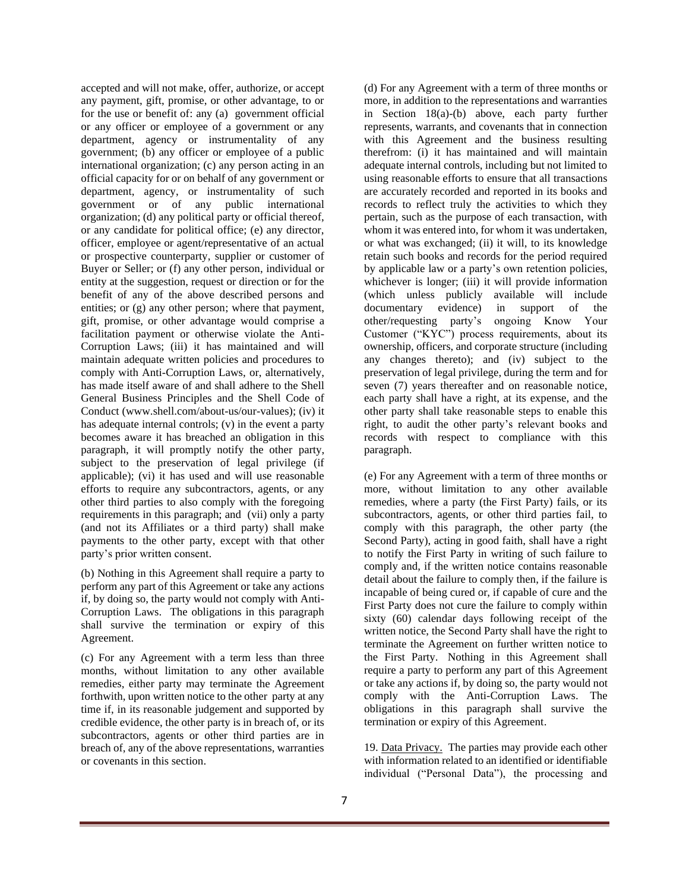accepted and will not make, offer, authorize, or accept any payment, gift, promise, or other advantage, to or for the use or benefit of: any (a) government official or any officer or employee of a government or any department, agency or instrumentality of any government; (b) any officer or employee of a public international organization; (c) any person acting in an official capacity for or on behalf of any government or department, agency, or instrumentality of such government or of any public international organization; (d) any political party or official thereof, or any candidate for political office; (e) any director, officer, employee or agent/representative of an actual or prospective counterparty, supplier or customer of Buyer or Seller; or (f) any other person, individual or entity at the suggestion, request or direction or for the benefit of any of the above described persons and entities; or (g) any other person; where that payment, gift, promise, or other advantage would comprise a facilitation payment or otherwise violate the Anti-Corruption Laws; (iii) it has maintained and will maintain adequate written policies and procedures to comply with Anti-Corruption Laws, or, alternatively, has made itself aware of and shall adhere to the Shell General Business Principles and the Shell Code of Conduct (www.shell.com/about-us/our-values); (iv) it has adequate internal controls; (v) in the event a party becomes aware it has breached an obligation in this paragraph, it will promptly notify the other party, subject to the preservation of legal privilege (if applicable); (vi) it has used and will use reasonable efforts to require any subcontractors, agents, or any other third parties to also comply with the foregoing requirements in this paragraph; and (vii) only a party (and not its Affiliates or a third party) shall make payments to the other party, except with that other party's prior written consent.

(b) Nothing in this Agreement shall require a party to perform any part of this Agreement or take any actions if, by doing so, the party would not comply with Anti-Corruption Laws. The obligations in this paragraph shall survive the termination or expiry of this Agreement.

(c) For any Agreement with a term less than three months, without limitation to any other available remedies, either party may terminate the Agreement forthwith, upon written notice to the other party at any time if, in its reasonable judgement and supported by credible evidence, the other party is in breach of, or its subcontractors, agents or other third parties are in breach of, any of the above representations, warranties or covenants in this section.

(d) For any Agreement with a term of three months or more, in addition to the representations and warranties in Section 18(a)-(b) above, each party further represents, warrants, and covenants that in connection with this Agreement and the business resulting therefrom: (i) it has maintained and will maintain adequate internal controls, including but not limited to using reasonable efforts to ensure that all transactions are accurately recorded and reported in its books and records to reflect truly the activities to which they pertain, such as the purpose of each transaction, with whom it was entered into, for whom it was undertaken, or what was exchanged; (ii) it will, to its knowledge retain such books and records for the period required by applicable law or a party's own retention policies, whichever is longer; (iii) it will provide information (which unless publicly available will include documentary evidence) in support of the other/requesting party's ongoing Know Your Customer ("KYC") process requirements, about its ownership, officers, and corporate structure (including any changes thereto); and (iv) subject to the preservation of legal privilege, during the term and for seven (7) years thereafter and on reasonable notice, each party shall have a right, at its expense, and the other party shall take reasonable steps to enable this right, to audit the other party's relevant books and records with respect to compliance with this paragraph.

(e) For any Agreement with a term of three months or more, without limitation to any other available remedies, where a party (the First Party) fails, or its subcontractors, agents, or other third parties fail, to comply with this paragraph, the other party (the Second Party), acting in good faith, shall have a right to notify the First Party in writing of such failure to comply and, if the written notice contains reasonable detail about the failure to comply then, if the failure is incapable of being cured or, if capable of cure and the First Party does not cure the failure to comply within sixty (60) calendar days following receipt of the written notice, the Second Party shall have the right to terminate the Agreement on further written notice to the First Party. Nothing in this Agreement shall require a party to perform any part of this Agreement or take any actions if, by doing so, the party would not comply with the Anti-Corruption Laws. The obligations in this paragraph shall survive the termination or expiry of this Agreement.

19. Data Privacy. The parties may provide each other with information related to an identified or identifiable individual ("Personal Data"), the processing and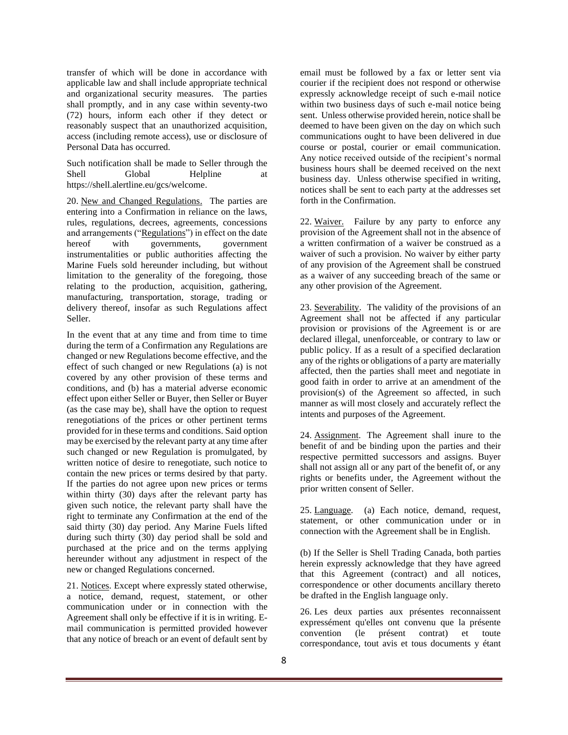transfer of which will be done in accordance with applicable law and shall include appropriate technical and organizational security measures. The parties shall promptly, and in any case within seventy-two (72) hours, inform each other if they detect or reasonably suspect that an unauthorized acquisition, access (including remote access), use or disclosure of Personal Data has occurred.

Such notification shall be made to Seller through the Shell Global Helpline at https://shell.alertline.eu/gcs/welcome.

20. New and Changed Regulations. The parties are entering into a Confirmation in reliance on the laws, rules, regulations, decrees, agreements, concessions and arrangements ("Regulations") in effect on the date hereof with governments, government instrumentalities or public authorities affecting the Marine Fuels sold hereunder including, but without limitation to the generality of the foregoing, those relating to the production, acquisition, gathering, manufacturing, transportation, storage, trading or delivery thereof, insofar as such Regulations affect Seller.

In the event that at any time and from time to time during the term of a Confirmation any Regulations are changed or new Regulations become effective, and the effect of such changed or new Regulations (a) is not covered by any other provision of these terms and conditions, and (b) has a material adverse economic effect upon either Seller or Buyer, then Seller or Buyer (as the case may be), shall have the option to request renegotiations of the prices or other pertinent terms provided for in these terms and conditions. Said option may be exercised by the relevant party at any time after such changed or new Regulation is promulgated, by written notice of desire to renegotiate, such notice to contain the new prices or terms desired by that party. If the parties do not agree upon new prices or terms within thirty (30) days after the relevant party has given such notice, the relevant party shall have the right to terminate any Confirmation at the end of the said thirty (30) day period. Any Marine Fuels lifted during such thirty (30) day period shall be sold and purchased at the price and on the terms applying hereunder without any adjustment in respect of the new or changed Regulations concerned.

21. Notices. Except where expressly stated otherwise, a notice, demand, request, statement, or other communication under or in connection with the Agreement shall only be effective if it is in writing. E-mail communication is permitted provided however that any notice of breach or an event of default sent by email must be followed by a fax or letter sent via courier if the recipient does not respond or otherwise expressly acknowledge receipt of such e-mail notice within two business days of such e-mail notice being sent. Unless otherwise provided herein, notice shall be deemed to have been given on the day on which such communications ought to have been delivered in due course or postal, courier or email communication. Any notice received outside of the recipient's normal business hours shall be deemed received on the next business day. Unless otherwise specified in writing, notices shall be sent to each party at the addresses set forth in the Confirmation.

22. Waiver. Failure by any party to enforce any provision of the Agreement shall not in the absence of a written confirmation of a waiver be construed as a waiver of such a provision. No waiver by either party of any provision of the Agreement shall be construed as a waiver of any succeeding breach of the same or any other provision of the Agreement.

23. Severability. The validity of the provisions of an Agreement shall not be affected if any particular provision or provisions of the Agreement is or are declared illegal, unenforceable, or contrary to law or public policy. If as a result of a specified declaration any of the rights or obligations of a party are materially affected, then the parties shall meet and negotiate in good faith in order to arrive at an amendment of the provision(s) of the Agreement so affected, in such manner as will most closely and accurately reflect the intents and purposes of the Agreement.

24. Assignment. The Agreement shall inure to the benefit of and be binding upon the parties and their respective permitted successors and assigns. Buyer shall not assign all or any part of the benefit of, or any rights or benefits under, the Agreement without the prior written consent of Seller.

25. Language. (a) Each notice, demand, request, statement, or other communication under or in connection with the Agreement shall be in English.

(b) If the Seller is Shell Trading Canada, both parties herein expressly acknowledge that they have agreed that this Agreement (contract) and all notices, correspondence or other documents ancillary thereto be drafted in the English language only.

26. Les deux parties aux présentes reconnaissent expressément qu'elles ont convenu que la présente convention (le présent contrat) et toute correspondance, tout avis et tous documents y étant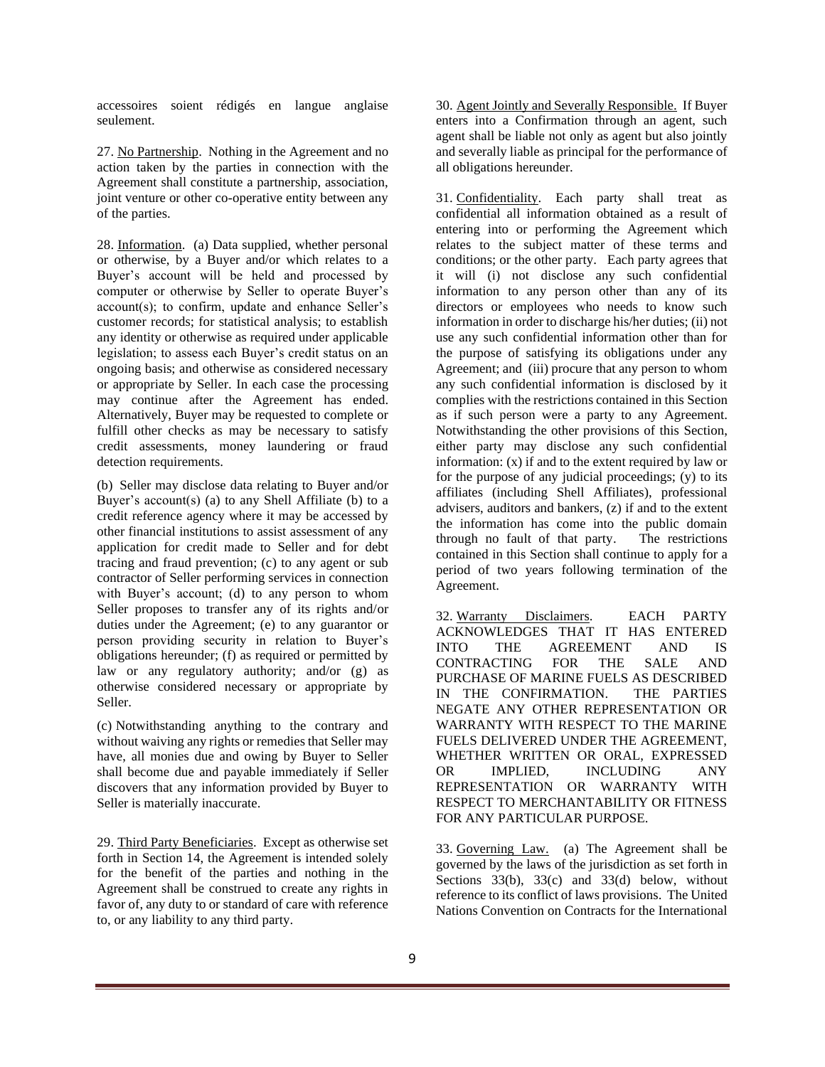accessoires soient rédigés en langue anglaise seulement.

27. No Partnership. Nothing in the Agreement and no action taken by the parties in connection with the Agreement shall constitute a partnership, association, joint venture or other co-operative entity between any of the parties.

28. Information. (a) Data supplied, whether personal or otherwise, by a Buyer and/or which relates to a Buyer's account will be held and processed by computer or otherwise by Seller to operate Buyer's account(s); to confirm, update and enhance Seller's customer records; for statistical analysis; to establish any identity or otherwise as required under applicable legislation; to assess each Buyer's credit status on an ongoing basis; and otherwise as considered necessary or appropriate by Seller. In each case the processing may continue after the Agreement has ended. Alternatively, Buyer may be requested to complete or fulfill other checks as may be necessary to satisfy credit assessments, money laundering or fraud detection requirements.

(b) Seller may disclose data relating to Buyer and/or Buyer's account(s) (a) to any Shell Affiliate (b) to a credit reference agency where it may be accessed by other financial institutions to assist assessment of any application for credit made to Seller and for debt tracing and fraud prevention; (c) to any agent or sub contractor of Seller performing services in connection with Buyer's account; (d) to any person to whom Seller proposes to transfer any of its rights and/or duties under the Agreement; (e) to any guarantor or person providing security in relation to Buyer's obligations hereunder; (f) as required or permitted by law or any regulatory authority; and/or (g) as otherwise considered necessary or appropriate by Seller.

(c) Notwithstanding anything to the contrary and without waiving any rights or remedies that Seller may have, all monies due and owing by Buyer to Seller shall become due and payable immediately if Seller discovers that any information provided by Buyer to Seller is materially inaccurate.

29. Third Party Beneficiaries. Except as otherwise set forth in Section 14, the Agreement is intended solely for the benefit of the parties and nothing in the Agreement shall be construed to create any rights in favor of, any duty to or standard of care with reference to, or any liability to any third party.

30. Agent Jointly and Severally Responsible. If Buyer enters into a Confirmation through an agent, such agent shall be liable not only as agent but also jointly and severally liable as principal for the performance of all obligations hereunder.

31. Confidentiality. Each party shall treat as confidential all information obtained as a result of entering into or performing the Agreement which relates to the subject matter of these terms and conditions; or the other party. Each party agrees that it will (i) not disclose any such confidential information to any person other than any of its directors or employees who needs to know such information in order to discharge his/her duties; (ii) not use any such confidential information other than for the purpose of satisfying its obligations under any Agreement; and (iii) procure that any person to whom any such confidential information is disclosed by it complies with the restrictions contained in this Section as if such person were a party to any Agreement. Notwithstanding the other provisions of this Section, either party may disclose any such confidential information: (x) if and to the extent required by law or for the purpose of any judicial proceedings; (y) to its affiliates (including Shell Affiliates), professional advisers, auditors and bankers, (z) if and to the extent the information has come into the public domain through no fault of that party. The restrictions contained in this Section shall continue to apply for a period of two years following termination of the Agreement.

32. Warranty Disclaimers. EACH PARTY ACKNOWLEDGES THAT IT HAS ENTERED INTO THE AGREEMENT AND IS CONTRACTING FOR THE SALE AND PURCHASE OF MARINE FUELS AS DESCRIBED IN THE CONFIRMATION. THE PARTIES NEGATE ANY OTHER REPRESENTATION OR WARRANTY WITH RESPECT TO THE MARINE FUELS DELIVERED UNDER THE AGREEMENT, WHETHER WRITTEN OR ORAL, EXPRESSED OR IMPLIED, INCLUDING ANY REPRESENTATION OR WARRANTY WITH RESPECT TO MERCHANTABILITY OR FITNESS FOR ANY PARTICULAR PURPOSE.

33. Governing Law. (a) The Agreement shall be governed by the laws of the jurisdiction as set forth in Sections 33(b), 33(c) and 33(d) below, without reference to its conflict of laws provisions. The United Nations Convention on Contracts for the International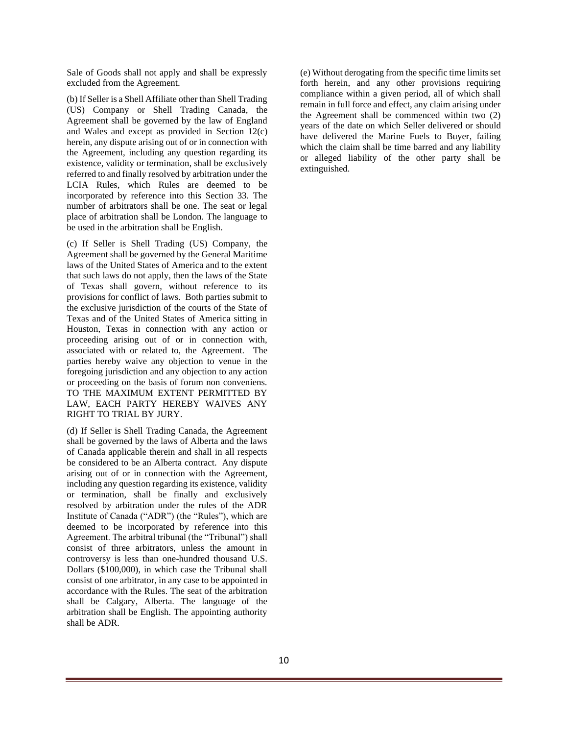Sale of Goods shall not apply and shall be expressly excluded from the Agreement.

(b) If Seller is a Shell Affiliate other than Shell Trading (US) Company or Shell Trading Canada, the Agreement shall be governed by the law of England and Wales and except as provided in Section 12(c) herein, any dispute arising out of or in connection with the Agreement, including any question regarding its existence, validity or termination, shall be exclusively referred to and finally resolved by arbitration under the LCIA Rules, which Rules are deemed to be incorporated by reference into this Section 33. The number of arbitrators shall be one. The seat or legal place of arbitration shall be London. The language to be used in the arbitration shall be English.

(c) If Seller is Shell Trading (US) Company, the Agreement shall be governed by the General Maritime laws of the United States of America and to the extent that such laws do not apply, then the laws of the State of Texas shall govern, without reference to its provisions for conflict of laws. Both parties submit to the exclusive jurisdiction of the courts of the State of Texas and of the United States of America sitting in Houston, Texas in connection with any action or proceeding arising out of or in connection with, associated with or related to, the Agreement. The parties hereby waive any objection to venue in the foregoing jurisdiction and any objection to any action or proceeding on the basis of forum non conveniens. TO THE MAXIMUM EXTENT PERMITTED BY LAW, EACH PARTY HEREBY WAIVES ANY RIGHT TO TRIAL BY JURY.

(d) If Seller is Shell Trading Canada, the Agreement shall be governed by the laws of Alberta and the laws of Canada applicable therein and shall in all respects be considered to be an Alberta contract. Any dispute arising out of or in connection with the Agreement, including any question regarding its existence, validity or termination, shall be finally and exclusively resolved by arbitration under the rules of the ADR Institute of Canada ("ADR") (the "Rules"), which are deemed to be incorporated by reference into this Agreement. The arbitral tribunal (the "Tribunal") shall consist of three arbitrators, unless the amount in controversy is less than one-hundred thousand U.S. Dollars ($100,000), in which case the Tribunal shall consist of one arbitrator, in any case to be appointed in accordance with the Rules. The seat of the arbitration shall be Calgary, Alberta. The language of the arbitration shall be English. The appointing authority shall be ADR.

(e) Without derogating from the specific time limits set forth herein, and any other provisions requiring compliance within a given period, all of which shall remain in full force and effect, any claim arising under the Agreement shall be commenced within two (2) years of the date on which Seller delivered or should have delivered the Marine Fuels to Buyer, failing which the claim shall be time barred and any liability or alleged liability of the other party shall be extinguished.